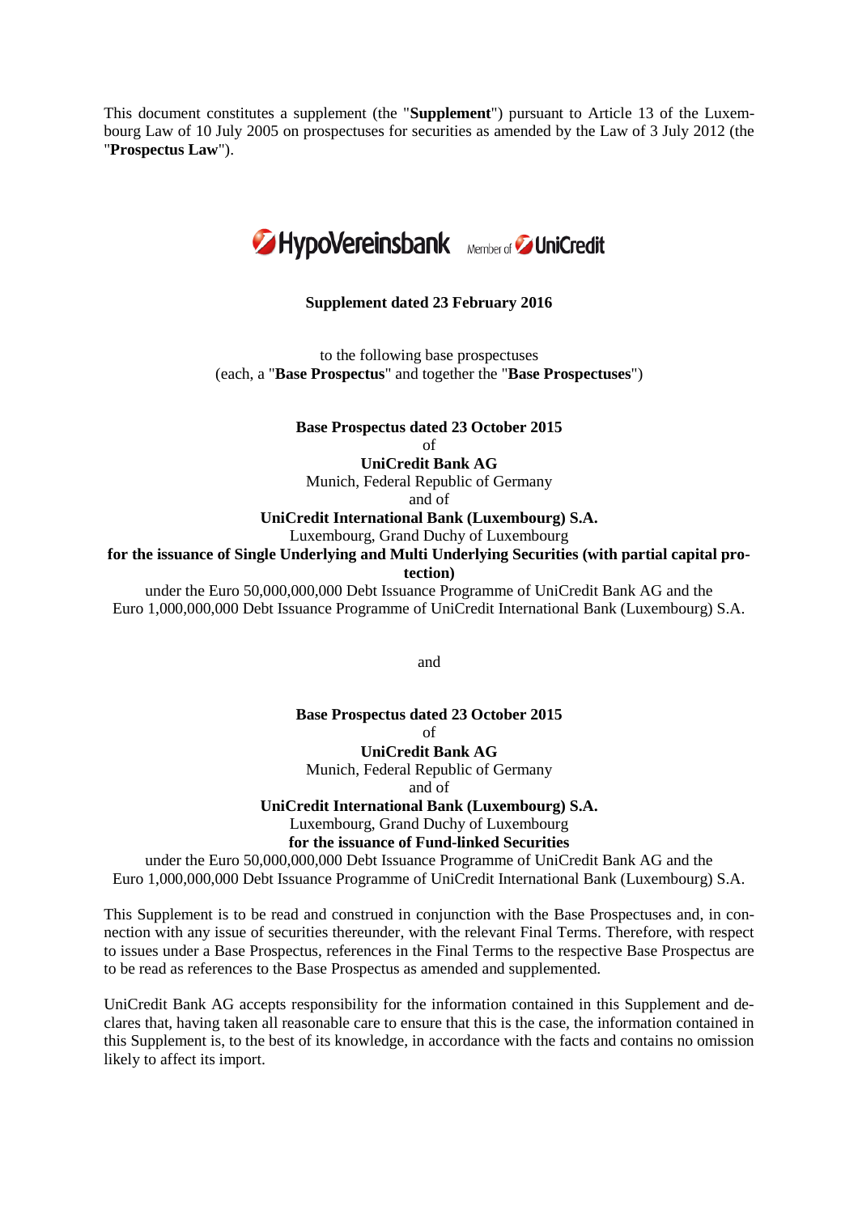This document constitutes a supplement (the "**Supplement**") pursuant to Article 13 of the Luxembourg Law of 10 July 2005 on prospectuses for securities as amended by the Law of 3 July 2012 (the "**Prospectus Law**").

HypoVereinsbank Member of UniCredit

**Supplement dated 23 February 2016**

to the following base prospectuses
(each, a "**Base Prospectus**" and together the "**Base Prospectuses**")

**Base Prospectus dated 23 October 2015**
of
**UniCredit Bank AG**
Munich, Federal Republic of Germany
and of
**UniCredit International Bank (Luxembourg) S.A.**
Luxembourg, Grand Duchy of Luxembourg
**for the issuance of Single Underlying and Multi Underlying Securities (with partial capital protection)**
under the Euro 50,000,000,000 Debt Issuance Programme of UniCredit Bank AG and the Euro 1,000,000,000 Debt Issuance Programme of UniCredit International Bank (Luxembourg) S.A.

and

**Base Prospectus dated 23 October 2015**
of
**UniCredit Bank AG**
Munich, Federal Republic of Germany
and of
**UniCredit International Bank (Luxembourg) S.A.**
Luxembourg, Grand Duchy of Luxembourg
**for the issuance of Fund-linked Securities**
under the Euro 50,000,000,000 Debt Issuance Programme of UniCredit Bank AG and the Euro 1,000,000,000 Debt Issuance Programme of UniCredit International Bank (Luxembourg) S.A.

This Supplement is to be read and construed in conjunction with the Base Prospectuses and, in connection with any issue of securities thereunder, with the relevant Final Terms. Therefore, with respect to issues under a Base Prospectus, references in the Final Terms to the respective Base Prospectus are to be read as references to the Base Prospectus as amended and supplemented.

UniCredit Bank AG accepts responsibility for the information contained in this Supplement and declares that, having taken all reasonable care to ensure that this is the case, the information contained in this Supplement is, to the best of its knowledge, in accordance with the facts and contains no omission likely to affect its import.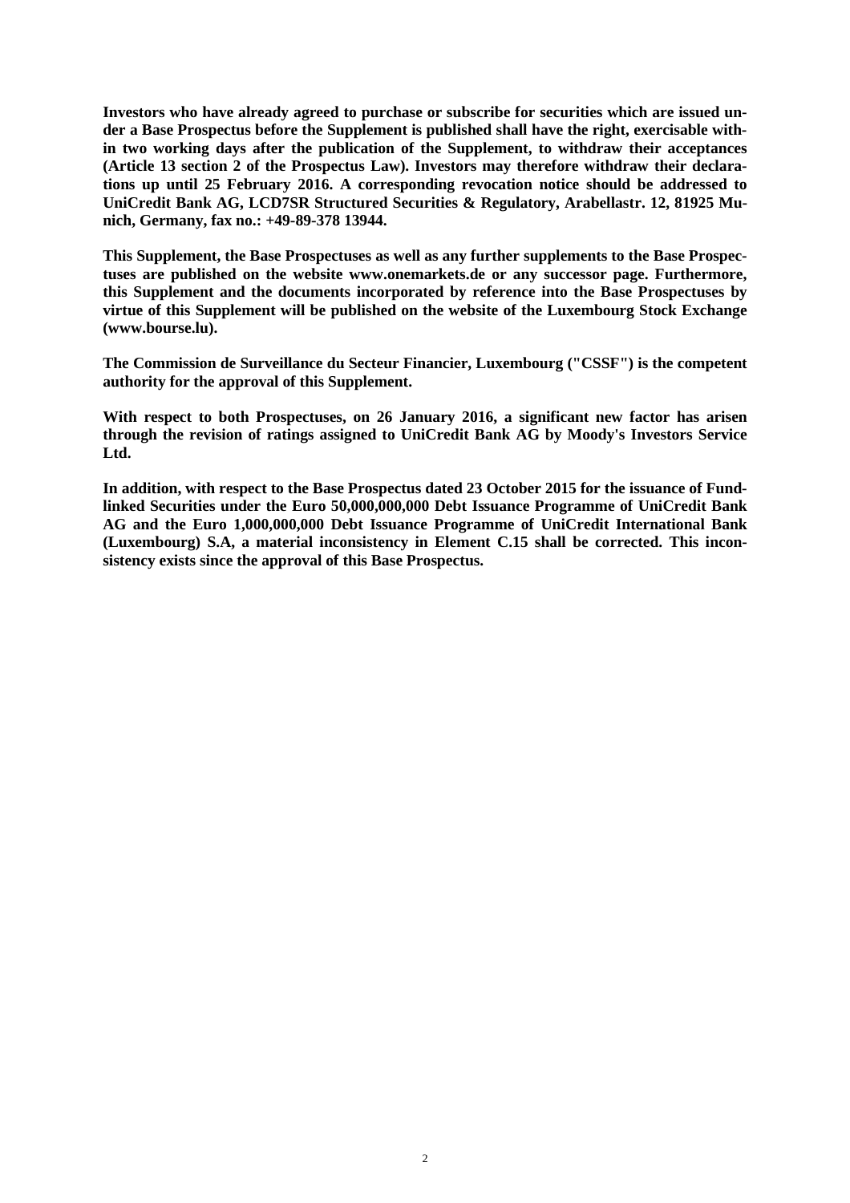**Investors who have already agreed to purchase or subscribe for securities which are issued under a Base Prospectus before the Supplement is published shall have the right, exercisable within two working days after the publication of the Supplement, to withdraw their acceptances (Article 13 section 2 of the Prospectus Law). Investors may therefore withdraw their declarations up until 25 February 2016. A corresponding revocation notice should be addressed to UniCredit Bank AG, LCD7SR Structured Securities & Regulatory, Arabellastr. 12, 81925 Munich, Germany, fax no.: +49-89-378 13944.**

**This Supplement, the Base Prospectuses as well as any further supplements to the Base Prospectuses are published on the website www.onemarkets.de or any successor page. Furthermore, this Supplement and the documents incorporated by reference into the Base Prospectuses by virtue of this Supplement will be published on the website of the Luxembourg Stock Exchange (www.bourse.lu).**

**The Commission de Surveillance du Secteur Financier, Luxembourg ("CSSF") is the competent authority for the approval of this Supplement.**

**With respect to both Prospectuses, on 26 January 2016, a significant new factor has arisen through the revision of ratings assigned to UniCredit Bank AG by Moody's Investors Service Ltd.**

**In addition, with respect to the Base Prospectus dated 23 October 2015 for the issuance of Fund-linked Securities under the Euro 50,000,000,000 Debt Issuance Programme of UniCredit Bank AG and the Euro 1,000,000,000 Debt Issuance Programme of UniCredit International Bank (Luxembourg) S.A, a material inconsistency in Element C.15 shall be corrected. This inconsistency exists since the approval of this Base Prospectus.**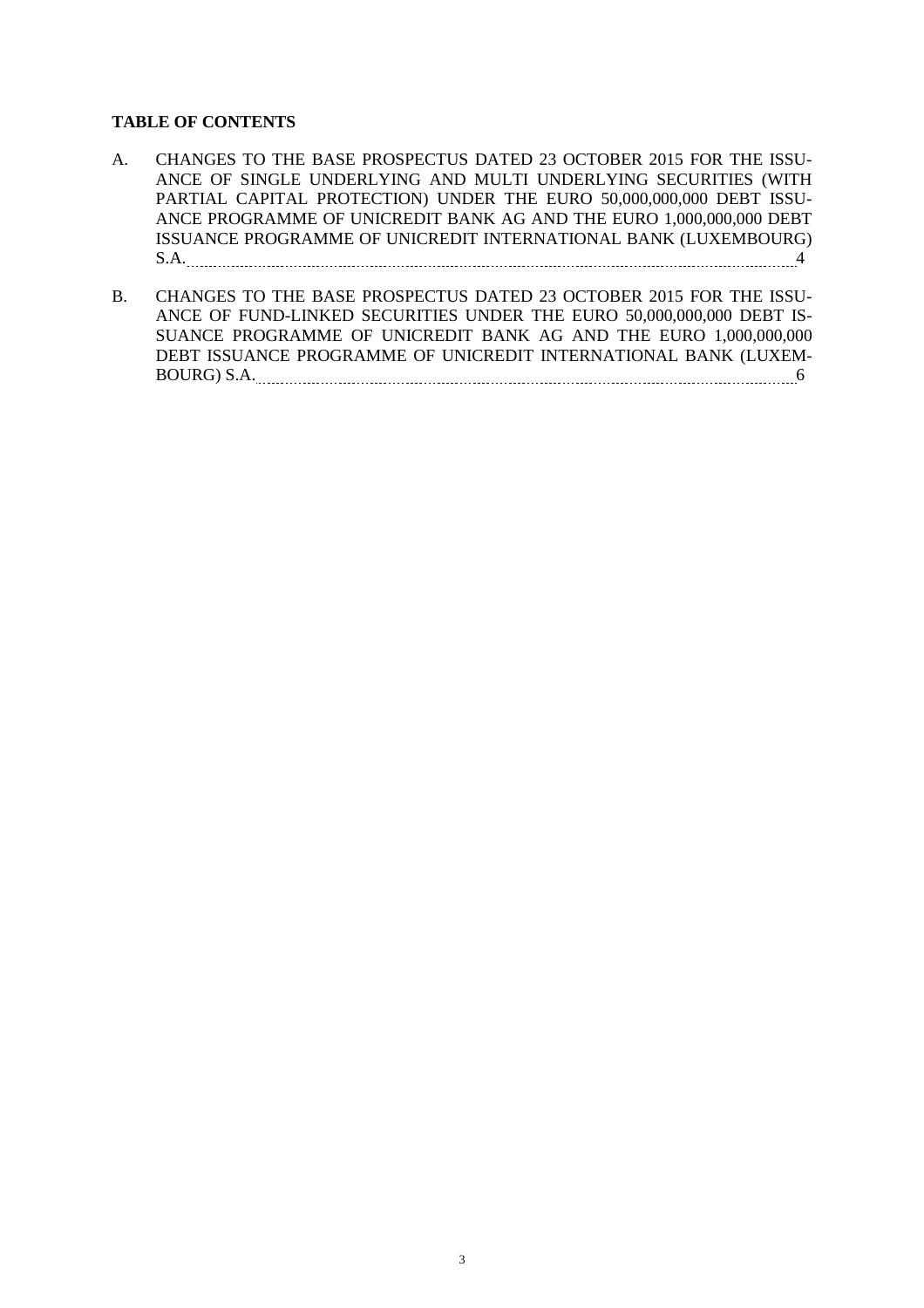**TABLE OF CONTENTS**

A. CHANGES TO THE BASE PROSPECTUS DATED 23 OCTOBER 2015 FOR THE ISSUANCE OF SINGLE UNDERLYING AND MULTI UNDERLYING SECURITIES (WITH PARTIAL CAPITAL PROTECTION) UNDER THE EURO 50,000,000,000 DEBT ISSUANCE PROGRAMME OF UNICREDIT BANK AG AND THE EURO 1,000,000,000 DEBT ISSUANCE PROGRAMME OF UNICREDIT INTERNATIONAL BANK (LUXEMBOURG) S.A. ........ 4

B. CHANGES TO THE BASE PROSPECTUS DATED 23 OCTOBER 2015 FOR THE ISSUANCE OF FUND-LINKED SECURITIES UNDER THE EURO 50,000,000,000 DEBT ISSUANCE PROGRAMME OF UNICREDIT BANK AG AND THE EURO 1,000,000,000 DEBT ISSUANCE PROGRAMME OF UNICREDIT INTERNATIONAL BANK (LUXEMBOURG) S.A. ........ 6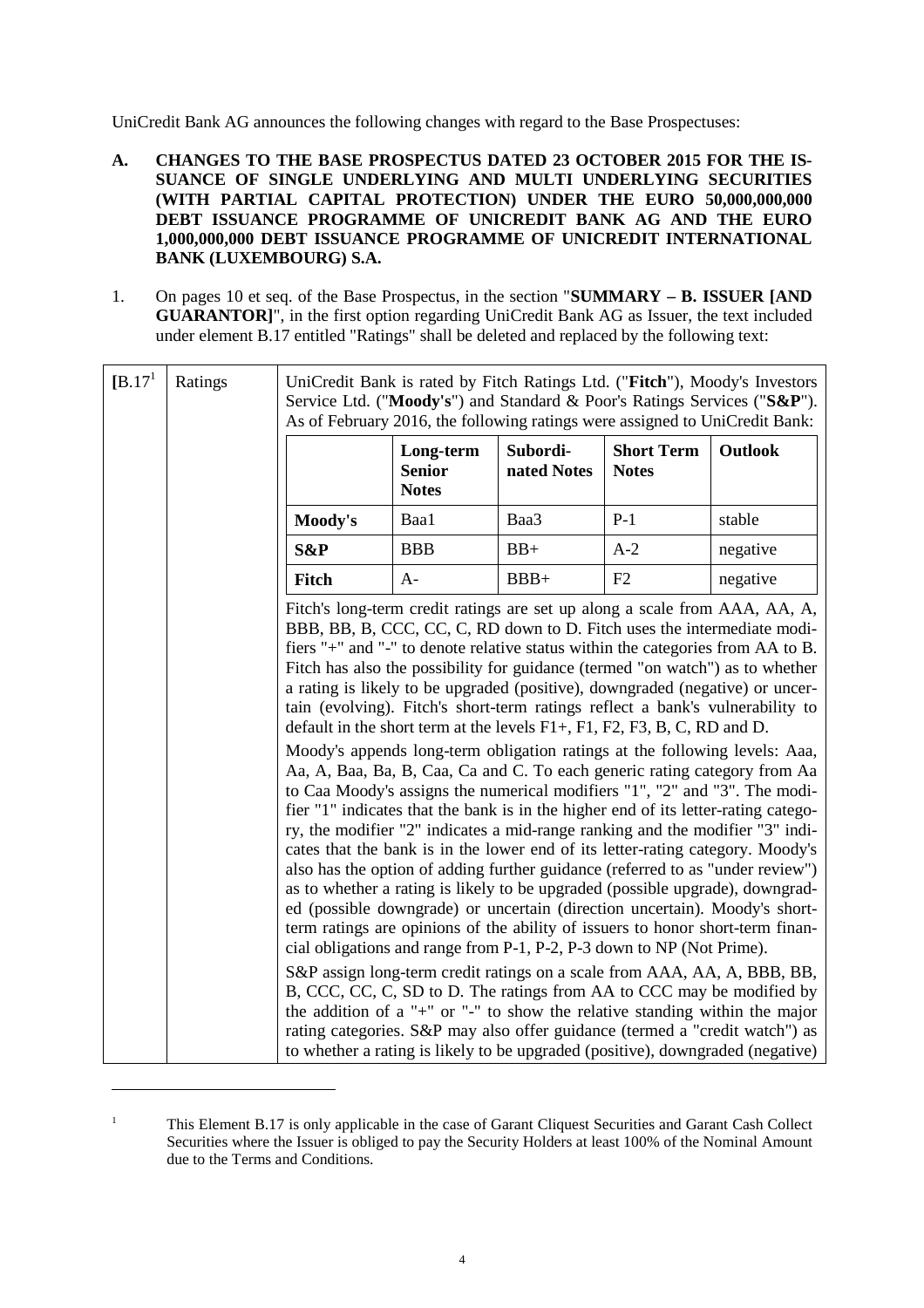UniCredit Bank AG announces the following changes with regard to the Base Prospectuses:

**A. CHANGES TO THE BASE PROSPECTUS DATED 23 OCTOBER 2015 FOR THE ISSUANCE OF SINGLE UNDERLYING AND MULTI UNDERLYING SECURITIES (WITH PARTIAL CAPITAL PROTECTION) UNDER THE EURO 50,000,000,000 DEBT ISSUANCE PROGRAMME OF UNICREDIT BANK AG AND THE EURO 1,000,000,000 DEBT ISSUANCE PROGRAMME OF UNICREDIT INTERNATIONAL BANK (LUXEMBOURG) S.A.**

1. On pages 10 et seq. of the Base Prospectus, in the section "**SUMMARY – B. ISSUER [AND GUARANTOR]**", in the first option regarding UniCredit Bank AG as Issuer, the text included under element B.17 entitled "Ratings" shall be deleted and replaced by the following text:

| [B.17[1] | Ratings | UniCredit Bank is rated by Fitch Ratings Ltd. ("**Fitch**"), Moody's Investors Service Ltd. ("**Moody's**") and Standard & Poor's Ratings Services ("**S&P**"). As of February 2016, the following ratings were assigned to UniCredit Bank: |
|---|---|---|

| | **Long-term Senior Notes** | **Subordinated Notes** | **Short Term Notes** | **Outlook** |
|---|---|---|---|---|
| **Moody's** | Baa1 | Baa3 | P-1 | stable |
| **S&P** | BBB | BB+ | A-2 | negative |
| **Fitch** | A- | BBB+ | F2 | negative |

Fitch's long-term credit ratings are set up along a scale from AAA, AA, A, BBB, BB, B, CCC, CC, C, RD down to D. Fitch uses the intermediate modifiers "+" and "-" to denote relative status within the categories from AA to B. Fitch has also the possibility for guidance (termed "on watch") as to whether a rating is likely to be upgraded (positive), downgraded (negative) or uncertain (evolving). Fitch's short-term ratings reflect a bank's vulnerability to default in the short term at the levels F1+, F1, F2, F3, B, C, RD and D.

Moody's appends long-term obligation ratings at the following levels: Aaa, Aa, A, Baa, Ba, B, Caa, Ca and C. To each generic rating category from Aa to Caa Moody's assigns the numerical modifiers "1", "2" and "3". The modifier "1" indicates that the bank is in the higher end of its letter-rating category, the modifier "2" indicates a mid-range ranking and the modifier "3" indicates that the bank is in the lower end of its letter-rating category. Moody's also has the option of adding further guidance (referred to as "under review") as to whether a rating is likely to be upgraded (possible upgrade), downgraded (possible downgrade) or uncertain (direction uncertain). Moody's short-term ratings are opinions of the ability of issuers to honor short-term financial obligations and range from P-1, P-2, P-3 down to NP (Not Prime).

S&P assign long-term credit ratings on a scale from AAA, AA, A, BBB, BB, B, CCC, CC, C, SD to D. The ratings from AA to CCC may be modified by the addition of a "+" or "-" to show the relative standing within the major rating categories. S&P may also offer guidance (termed a "credit watch") as to whether a rating is likely to be upgraded (positive), downgraded (negative)

[1] This Element B.17 is only applicable in the case of Garant Cliquest Securities and Garant Cash Collect Securities where the Issuer is obliged to pay the Security Holders at least 100% of the Nominal Amount due to the Terms and Conditions.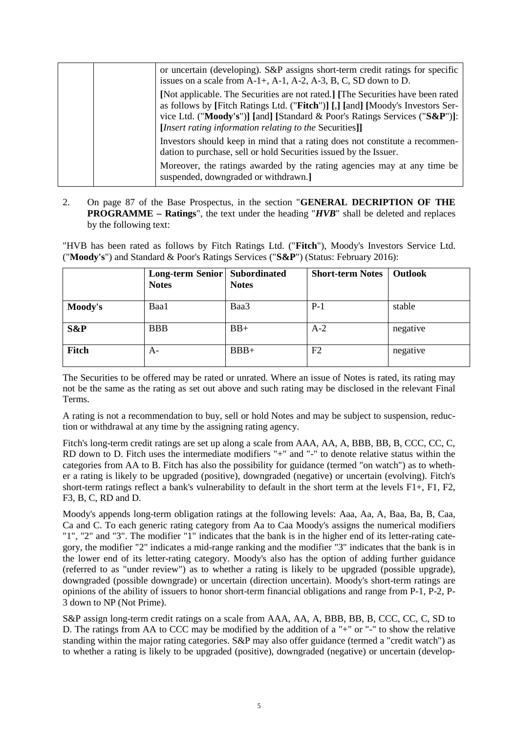| | | or uncertain (developing). S&P assigns short-term credit ratings for specific issues on a scale from A-1+, A-1, A-2, A-3, B, C, SD down to D.<br><br>**[**Not applicable. The Securities are not rated.**]** **[**The Securities have been rated as follows by **[**Fitch Ratings Ltd. ("**Fitch**")**]** **[**,**]** **[**and**]** **[**Moody's Investors Service Ltd. ("**Moody's**")**]** **[**and**]** **[**Standard & Poor's Ratings Services ("**S&P**")**]**: **[***Insert rating information relating to the* Securities**]]**<br><br>Investors should keep in mind that a rating does not constitute a recommendation to purchase, sell or hold Securities issued by the Issuer.<br><br>Moreover, the ratings awarded by the rating agencies may at any time be suspended, downgraded or withdrawn.**]** |
|---|---|---|

2. On page 87 of the Base Prospectus, in the section "**GENERAL DECRIPTION OF THE PROGRAMME – Ratings**", the text under the heading "***HVB***" shall be deleted and replaces by the following text:

"HVB has been rated as follows by Fitch Ratings Ltd. ("**Fitch**"), Moody's Investors Service Ltd. ("**Moody's**") and Standard & Poor's Ratings Services ("**S&P**") (Status: February 2016):

| | **Long-term Senior Notes** | **Subordinated Notes** | **Short-term Notes** | **Outlook** |
|---|---|---|---|---|
| **Moody's** | Baa1 | Baa3 | P-1 | stable |
| **S&P** | BBB | BB+ | A-2 | negative |
| **Fitch** | A- | BBB+ | F2 | negative |

The Securities to be offered may be rated or unrated. Where an issue of Notes is rated, its rating may not be the same as the rating as set out above and such rating may be disclosed in the relevant Final Terms.

A rating is not a recommendation to buy, sell or hold Notes and may be subject to suspension, reduction or withdrawal at any time by the assigning rating agency.

Fitch's long-term credit ratings are set up along a scale from AAA, AA, A, BBB, BB, B, CCC, CC, C, RD down to D. Fitch uses the intermediate modifiers "+" and "-" to denote relative status within the categories from AA to B. Fitch has also the possibility for guidance (termed "on watch") as to whether a rating is likely to be upgraded (positive), downgraded (negative) or uncertain (evolving). Fitch's short-term ratings reflect a bank's vulnerability to default in the short term at the levels F1+, F1, F2, F3, B, C, RD and D.

Moody's appends long-term obligation ratings at the following levels: Aaa, Aa, A, Baa, Ba, B, Caa, Ca and C. To each generic rating category from Aa to Caa Moody's assigns the numerical modifiers "1", "2" and "3". The modifier "1" indicates that the bank is in the higher end of its letter-rating category, the modifier "2" indicates a mid-range ranking and the modifier "3" indicates that the bank is in the lower end of its letter-rating category. Moody's also has the option of adding further guidance (referred to as "under review") as to whether a rating is likely to be upgraded (possible upgrade), downgraded (possible downgrade) or uncertain (direction uncertain). Moody's short-term ratings are opinions of the ability of issuers to honor short-term financial obligations and range from P-1, P-2, P-3 down to NP (Not Prime).

S&P assign long-term credit ratings on a scale from AAA, AA, A, BBB, BB, B, CCC, CC, C, SD to D. The ratings from AA to CCC may be modified by the addition of a "+" or "-" to show the relative standing within the major rating categories. S&P may also offer guidance (termed a "credit watch") as to whether a rating is likely to be upgraded (positive), downgraded (negative) or uncertain (develop-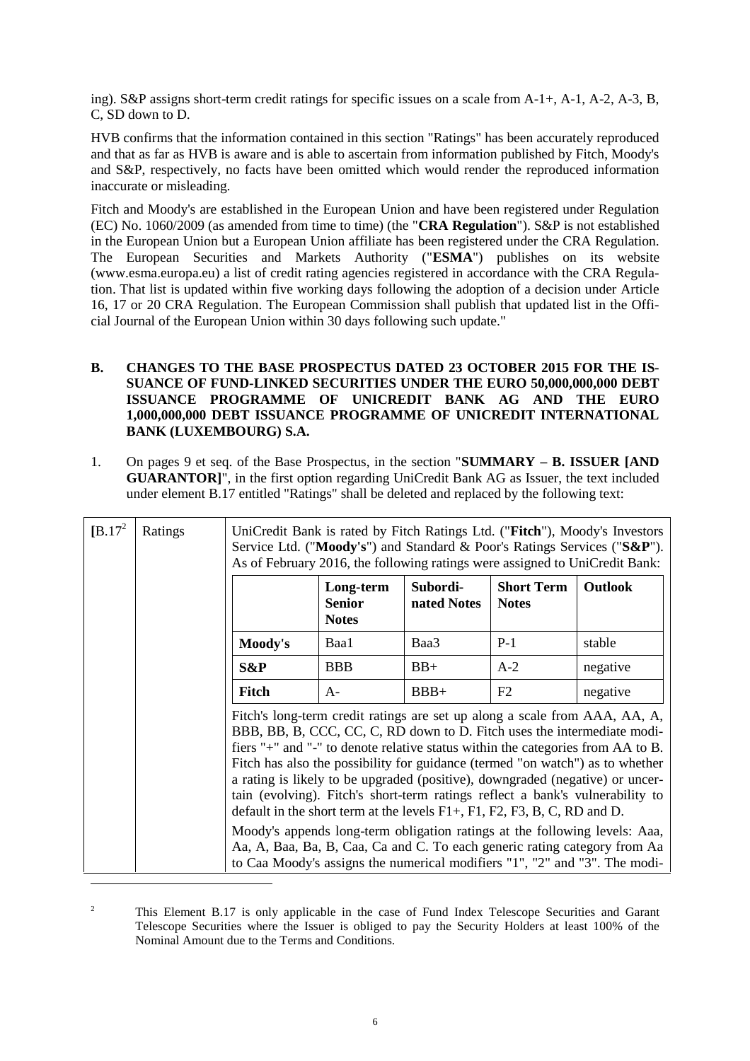ing). S&P assigns short-term credit ratings for specific issues on a scale from A-1+, A-1, A-2, A-3, B, C, SD down to D.

HVB confirms that the information contained in this section "Ratings" has been accurately reproduced and that as far as HVB is aware and is able to ascertain from information published by Fitch, Moody's and S&P, respectively, no facts have been omitted which would render the reproduced information inaccurate or misleading.

Fitch and Moody's are established in the European Union and have been registered under Regulation (EC) No. 1060/2009 (as amended from time to time) (the "**CRA Regulation**"). S&P is not established in the European Union but a European Union affiliate has been registered under the CRA Regulation. The European Securities and Markets Authority ("**ESMA**") publishes on its website (www.esma.europa.eu) a list of credit rating agencies registered in accordance with the CRA Regulation. That list is updated within five working days following the adoption of a decision under Article 16, 17 or 20 CRA Regulation. The European Commission shall publish that updated list in the Official Journal of the European Union within 30 days following such update."

## B. CHANGES TO THE BASE PROSPECTUS DATED 23 OCTOBER 2015 FOR THE ISSUANCE OF FUND-LINKED SECURITIES UNDER THE EURO 50,000,000,000 DEBT ISSUANCE PROGRAMME OF UNICREDIT BANK AG AND THE EURO 1,000,000,000 DEBT ISSUANCE PROGRAMME OF UNICREDIT INTERNATIONAL BANK (LUXEMBOURG) S.A.

1. On pages 9 et seq. of the Base Prospectus, in the section "**SUMMARY – B. ISSUER [AND GUARANTOR]**", in the first option regarding UniCredit Bank AG as Issuer, the text included under element B.17 entitled "Ratings" shall be deleted and replaced by the following text:

**[**B.17[2] | Ratings

UniCredit Bank is rated by Fitch Ratings Ltd. ("**Fitch**"), Moody's Investors Service Ltd. ("**Moody's**") and Standard & Poor's Ratings Services ("**S&P**"). As of February 2016, the following ratings were assigned to UniCredit Bank:

| | Long-term Senior Notes | Subordinated Notes | Short Term Notes | Outlook |
|---|---|---|---|---|
| **Moody's** | Baa1 | Baa3 | P-1 | stable |
| **S&P** | BBB | BB+ | A-2 | negative |
| **Fitch** | A- | BBB+ | F2 | negative |

Fitch's long-term credit ratings are set up along a scale from AAA, AA, A, BBB, BB, B, CCC, CC, C, RD down to D. Fitch uses the intermediate modifiers "+" and "-" to denote relative status within the categories from AA to B. Fitch has also the possibility for guidance (termed "on watch") as to whether a rating is likely to be upgraded (positive), downgraded (negative) or uncertain (evolving). Fitch's short-term ratings reflect a bank's vulnerability to default in the short term at the levels F1+, F1, F2, F3, B, C, RD and D.

Moody's appends long-term obligation ratings at the following levels: Aaa, Aa, A, Baa, Ba, B, Caa, Ca and C. To each generic rating category from Aa to Caa Moody's assigns the numerical modifiers "1", "2" and "3". The modi-

[2] This Element B.17 is only applicable in the case of Fund Index Telescope Securities and Garant Telescope Securities where the Issuer is obliged to pay the Security Holders at least 100% of the Nominal Amount due to the Terms and Conditions.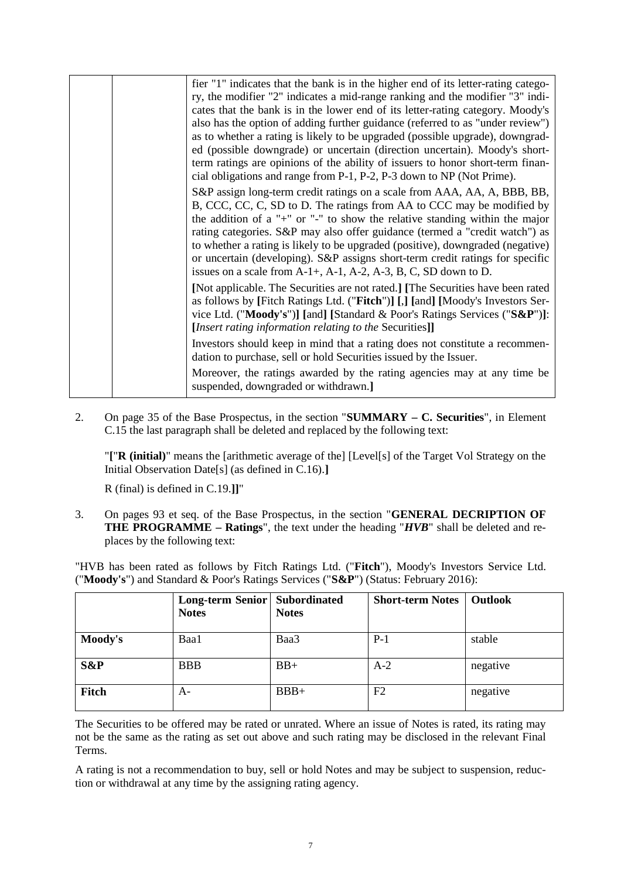| | | fier "1" indicates that the bank is in the higher end of its letter-rating category, the modifier "2" indicates a mid-range ranking and the modifier "3" indicates that the bank is in the lower end of its letter-rating category. Moody's also has the option of adding further guidance (referred to as "under review") as to whether a rating is likely to be upgraded (possible upgrade), downgraded (possible downgrade) or uncertain (direction uncertain). Moody's short-term ratings are opinions of the ability of issuers to honor short-term financial obligations and range from P-1, P-2, P-3 down to NP (Not Prime).<br><br>S&P assign long-term credit ratings on a scale from AAA, AA, A, BBB, BB, B, CCC, CC, C, SD to D. The ratings from AA to CCC may be modified by the addition of a "+" or "-" to show the relative standing within the major rating categories. S&P may also offer guidance (termed a "credit watch") as to whether a rating is likely to be upgraded (positive), downgraded (negative) or uncertain (developing). S&P assigns short-term credit ratings for specific issues on a scale from A-1+, A-1, A-2, A-3, B, C, SD down to D.<br><br>**[**Not applicable. The Securities are not rated.**]** **[**The Securities have been rated as follows by **[**Fitch Ratings Ltd. ("**Fitch**")**]** **[**,**]** **[**and**]** **[**Moody's Investors Service Ltd. ("**Moody's**")**]** **[**and**]** **[**Standard & Poor's Ratings Services ("**S&P**")**]**: **[***Insert rating information relating to the* Securities**]]**<br><br>Investors should keep in mind that a rating does not constitute a recommendation to purchase, sell or hold Securities issued by the Issuer.<br><br>Moreover, the ratings awarded by the rating agencies may at any time be suspended, downgraded or withdrawn.**]** |
|---|---|---|

2. On page 35 of the Base Prospectus, in the section "**SUMMARY – C. Securities**", in Element C.15 the last paragraph shall be deleted and replaced by the following text:

   "**[**"**R (initial)**" means the [arithmetic average of the] [Level[s] of the Target Vol Strategy on the Initial Observation Date[s] (as defined in C.16).**]**

   R (final) is defined in C.19.**]]**"

3. On pages 93 et seq. of the Base Prospectus, in the section "**GENERAL DECRIPTION OF THE PROGRAMME – Ratings**", the text under the heading "***HVB***" shall be deleted and replaces by the following text:

"HVB has been rated as follows by Fitch Ratings Ltd. ("**Fitch**"), Moody's Investors Service Ltd. ("**Moody's**") and Standard & Poor's Ratings Services ("**S&P**") (Status: February 2016):

| | **Long-term Senior Notes** | **Subordinated Notes** | **Short-term Notes** | **Outlook** |
|---|---|---|---|---|
| **Moody's** | Baa1 | Baa3 | P-1 | stable |
| **S&P** | BBB | BB+ | A-2 | negative |
| **Fitch** | A- | BBB+ | F2 | negative |

The Securities to be offered may be rated or unrated. Where an issue of Notes is rated, its rating may not be the same as the rating as set out above and such rating may be disclosed in the relevant Final Terms.

A rating is not a recommendation to buy, sell or hold Notes and may be subject to suspension, reduction or withdrawal at any time by the assigning rating agency.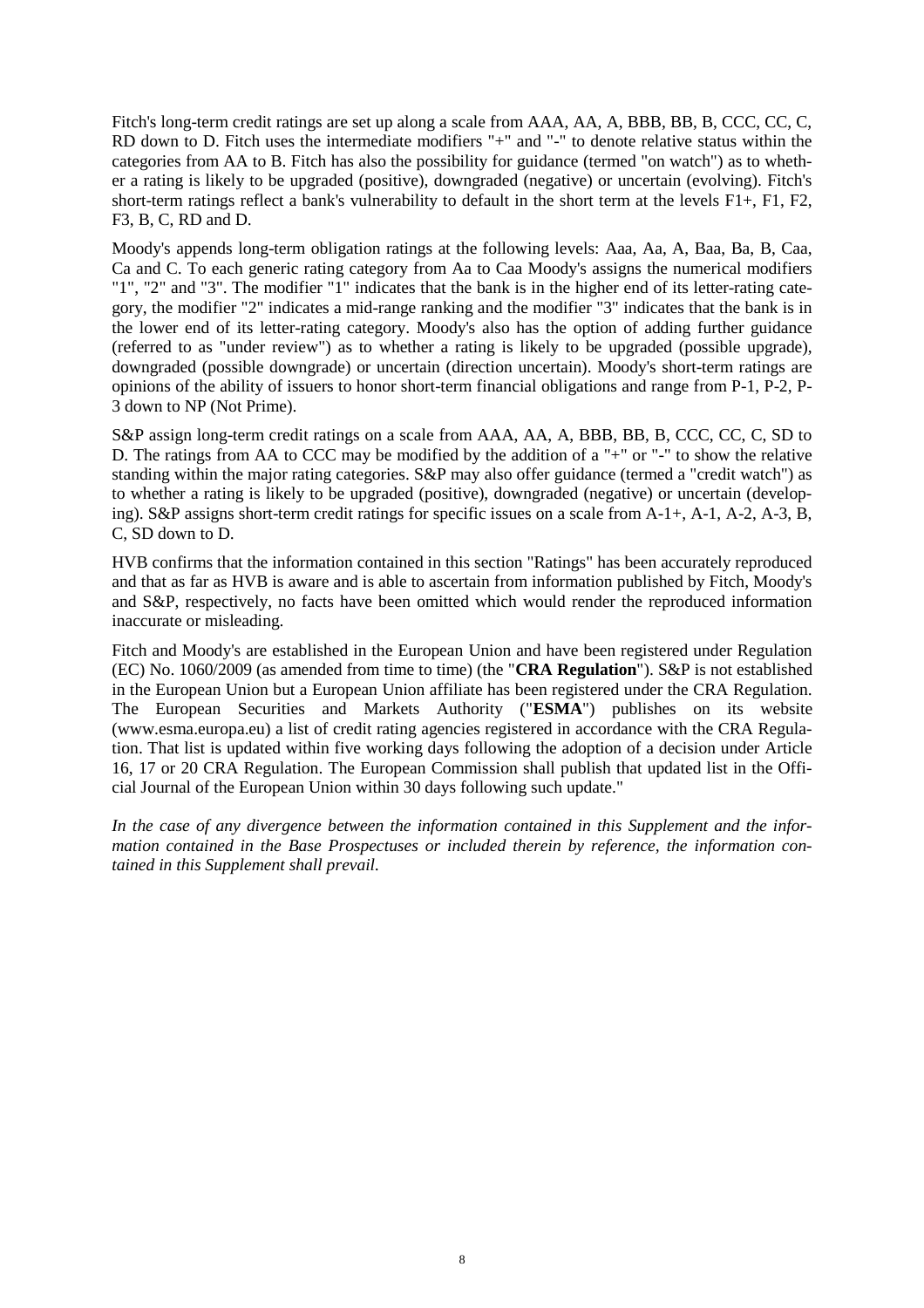Fitch's long-term credit ratings are set up along a scale from AAA, AA, A, BBB, BB, B, CCC, CC, C, RD down to D. Fitch uses the intermediate modifiers "+" and "-" to denote relative status within the categories from AA to B. Fitch has also the possibility for guidance (termed "on watch") as to whether a rating is likely to be upgraded (positive), downgraded (negative) or uncertain (evolving). Fitch's short-term ratings reflect a bank's vulnerability to default in the short term at the levels F1+, F1, F2, F3, B, C, RD and D.

Moody's appends long-term obligation ratings at the following levels: Aaa, Aa, A, Baa, Ba, B, Caa, Ca and C. To each generic rating category from Aa to Caa Moody's assigns the numerical modifiers "1", "2" and "3". The modifier "1" indicates that the bank is in the higher end of its letter-rating category, the modifier "2" indicates a mid-range ranking and the modifier "3" indicates that the bank is in the lower end of its letter-rating category. Moody's also has the option of adding further guidance (referred to as "under review") as to whether a rating is likely to be upgraded (possible upgrade), downgraded (possible downgrade) or uncertain (direction uncertain). Moody's short-term ratings are opinions of the ability of issuers to honor short-term financial obligations and range from P-1, P-2, P-3 down to NP (Not Prime).

S&P assign long-term credit ratings on a scale from AAA, AA, A, BBB, BB, B, CCC, CC, C, SD to D. The ratings from AA to CCC may be modified by the addition of a "+" or "-" to show the relative standing within the major rating categories. S&P may also offer guidance (termed a "credit watch") as to whether a rating is likely to be upgraded (positive), downgraded (negative) or uncertain (developing). S&P assigns short-term credit ratings for specific issues on a scale from A-1+, A-1, A-2, A-3, B, C, SD down to D.

HVB confirms that the information contained in this section "Ratings" has been accurately reproduced and that as far as HVB is aware and is able to ascertain from information published by Fitch, Moody's and S&P, respectively, no facts have been omitted which would render the reproduced information inaccurate or misleading.

Fitch and Moody's are established in the European Union and have been registered under Regulation (EC) No. 1060/2009 (as amended from time to time) (the "**CRA Regulation**"). S&P is not established in the European Union but a European Union affiliate has been registered under the CRA Regulation. The European Securities and Markets Authority ("**ESMA**") publishes on its website (www.esma.europa.eu) a list of credit rating agencies registered in accordance with the CRA Regulation. That list is updated within five working days following the adoption of a decision under Article 16, 17 or 20 CRA Regulation. The European Commission shall publish that updated list in the Official Journal of the European Union within 30 days following such update."

*In the case of any divergence between the information contained in this Supplement and the information contained in the Base Prospectuses or included therein by reference, the information contained in this Supplement shall prevail.*